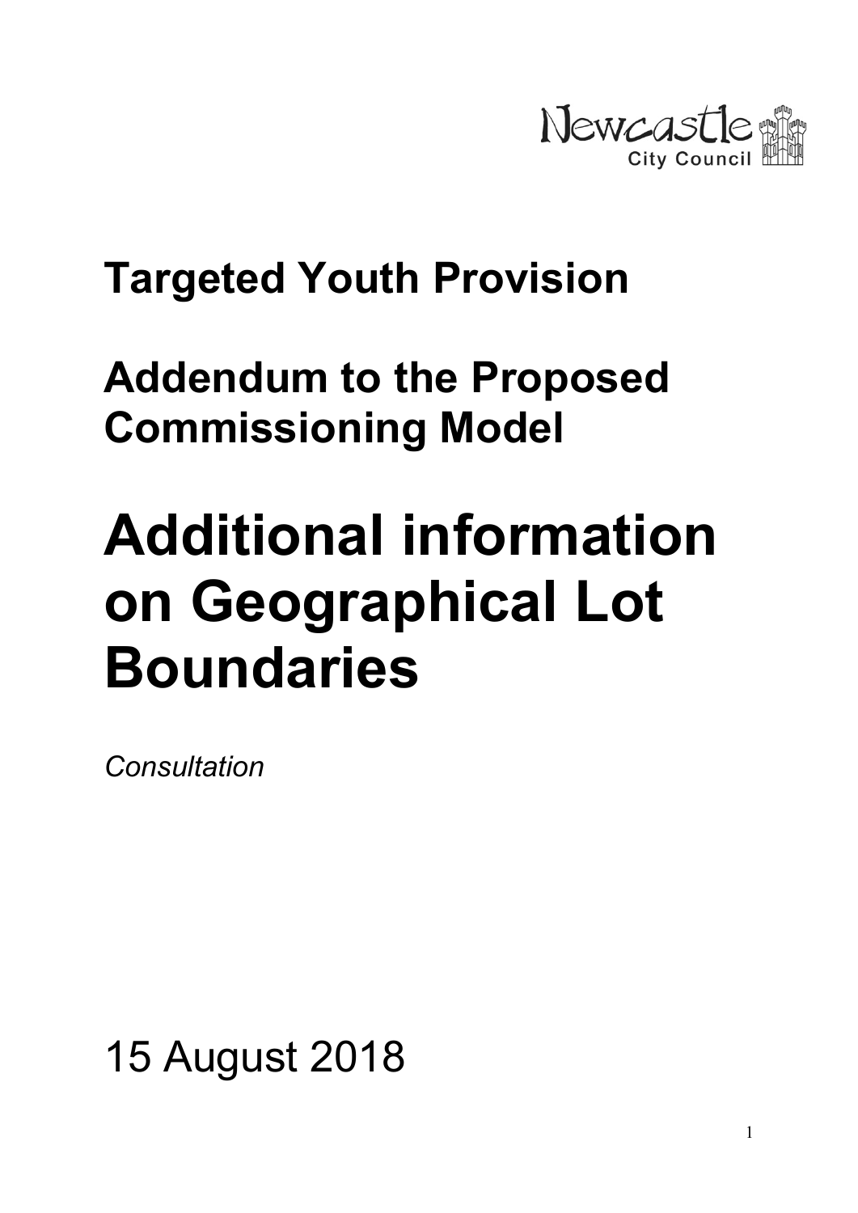Newcastle City Council

## Targeted Youth Provision

## Addendum to the Proposed Commissioning Model

# Additional information on Geographical Lot Boundaries

*Consultation*

15 August 2018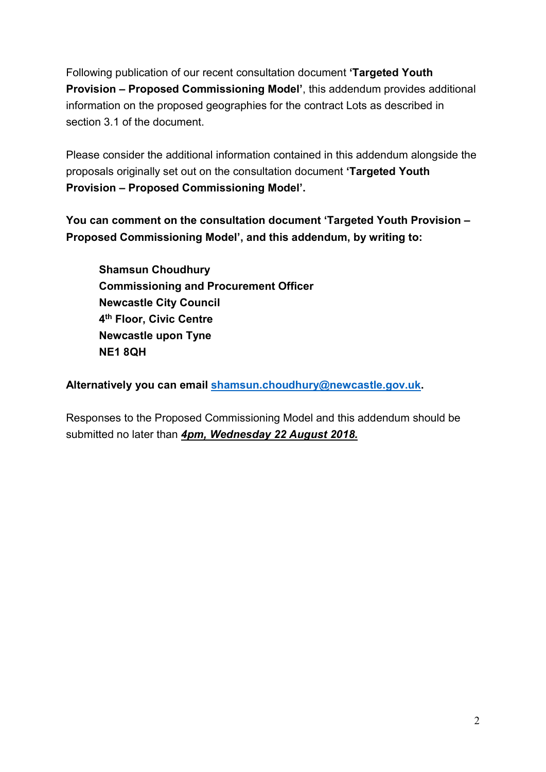Following publication of our recent consultation document **'Targeted Youth Provision – Proposed Commissioning Model'**, this addendum provides additional information on the proposed geographies for the contract Lots as described in section 3.1 of the document.

Please consider the additional information contained in this addendum alongside the proposals originally set out on the consultation document **'Targeted Youth Provision – Proposed Commissioning Model'.**

**You can comment on the consultation document 'Targeted Youth Provision – Proposed Commissioning Model', and this addendum, by writing to:**

> **Shamsun Choudhury**
> **Commissioning and Procurement Officer**
> **Newcastle City Council**
> **4th Floor, Civic Centre**
> **Newcastle upon Tyne**
> **NE1 8QH**

**Alternatively you can email shamsun.choudhury@newcastle.gov.uk.**

Responses to the Proposed Commissioning Model and this addendum should be submitted no later than ***4pm, Wednesday 22 August 2018.***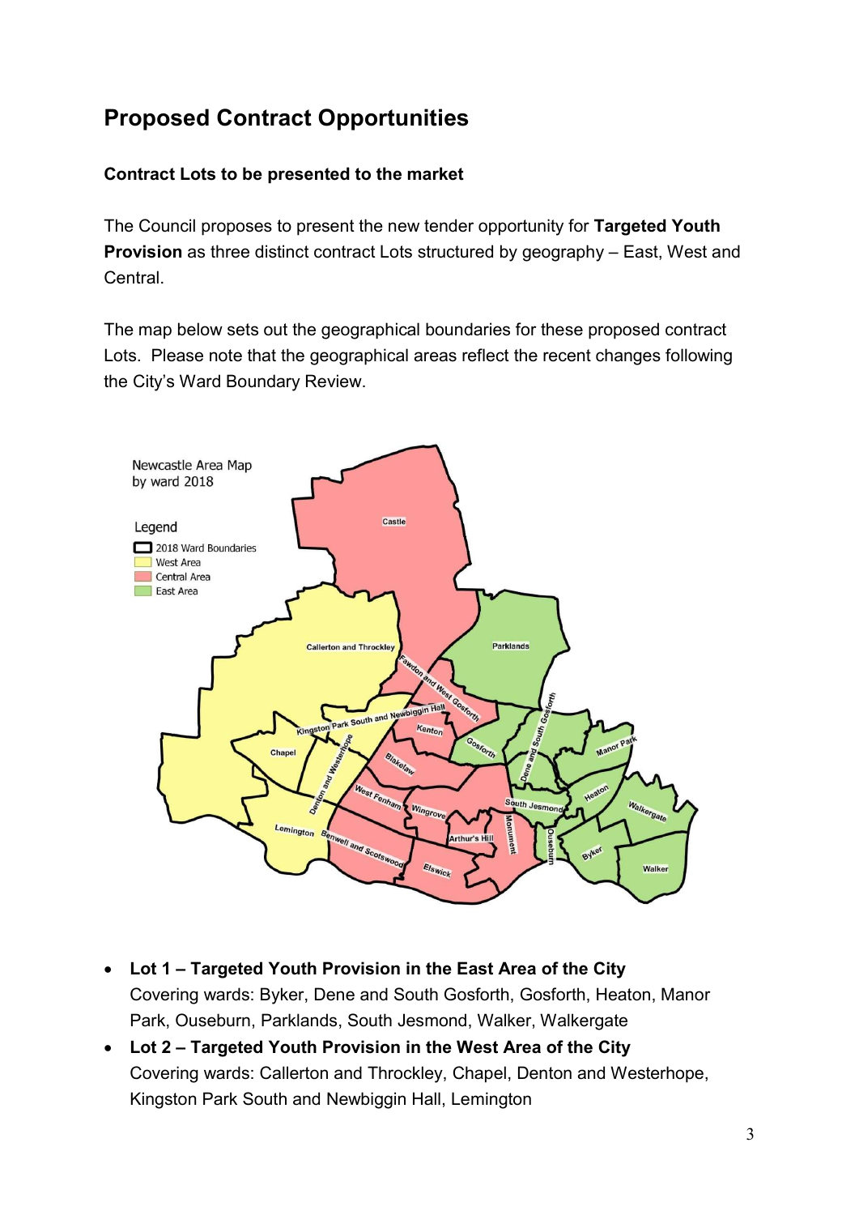## Proposed Contract Opportunities

### Contract Lots to be presented to the market

The Council proposes to present the new tender opportunity for **Targeted Youth Provision** as three distinct contract Lots structured by geography – East, West and Central.

The map below sets out the geographical boundaries for these proposed contract Lots. Please note that the geographical areas reflect the recent changes following the City's Ward Boundary Review.

- **Lot 1 – Targeted Youth Provision in the East Area of the City**
  Covering wards: Byker, Dene and South Gosforth, Gosforth, Heaton, Manor Park, Ouseburn, Parklands, South Jesmond, Walker, Walkergate
- **Lot 2 – Targeted Youth Provision in the West Area of the City**
  Covering wards: Callerton and Throckley, Chapel, Denton and Westerhope, Kingston Park South and Newbiggin Hall, Lemington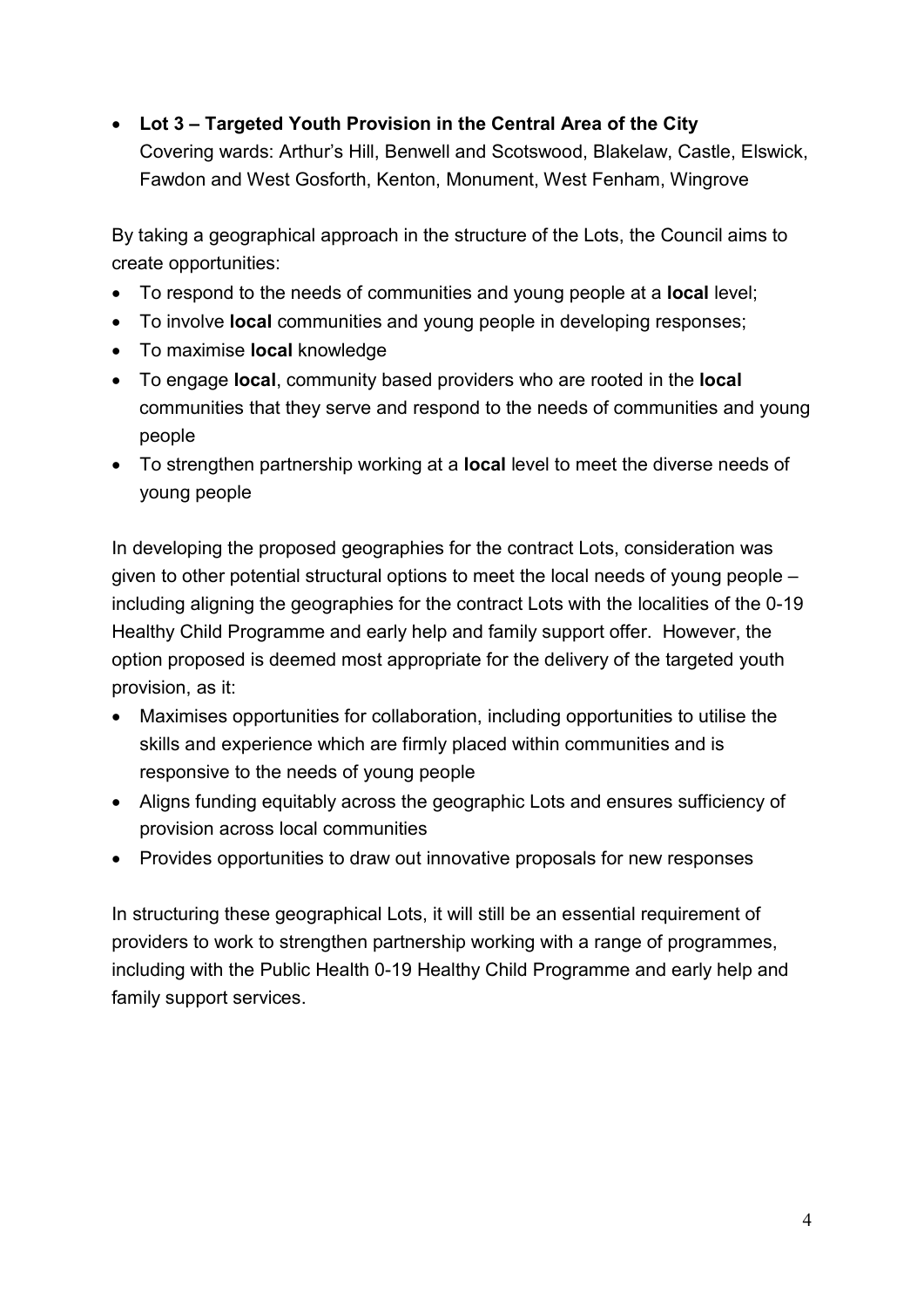- **Lot 3 – Targeted Youth Provision in the Central Area of the City**
  Covering wards: Arthur's Hill, Benwell and Scotswood, Blakelaw, Castle, Elswick, Fawdon and West Gosforth, Kenton, Monument, West Fenham, Wingrove

By taking a geographical approach in the structure of the Lots, the Council aims to create opportunities:

- To respond to the needs of communities and young people at a **local** level;
- To involve **local** communities and young people in developing responses;
- To maximise **local** knowledge
- To engage **local**, community based providers who are rooted in the **local** communities that they serve and respond to the needs of communities and young people
- To strengthen partnership working at a **local** level to meet the diverse needs of young people

In developing the proposed geographies for the contract Lots, consideration was given to other potential structural options to meet the local needs of young people – including aligning the geographies for the contract Lots with the localities of the 0-19 Healthy Child Programme and early help and family support offer. However, the option proposed is deemed most appropriate for the delivery of the targeted youth provision, as it:

- Maximises opportunities for collaboration, including opportunities to utilise the skills and experience which are firmly placed within communities and is responsive to the needs of young people
- Aligns funding equitably across the geographic Lots and ensures sufficiency of provision across local communities
- Provides opportunities to draw out innovative proposals for new responses

In structuring these geographical Lots, it will still be an essential requirement of providers to work to strengthen partnership working with a range of programmes, including with the Public Health 0-19 Healthy Child Programme and early help and family support services.